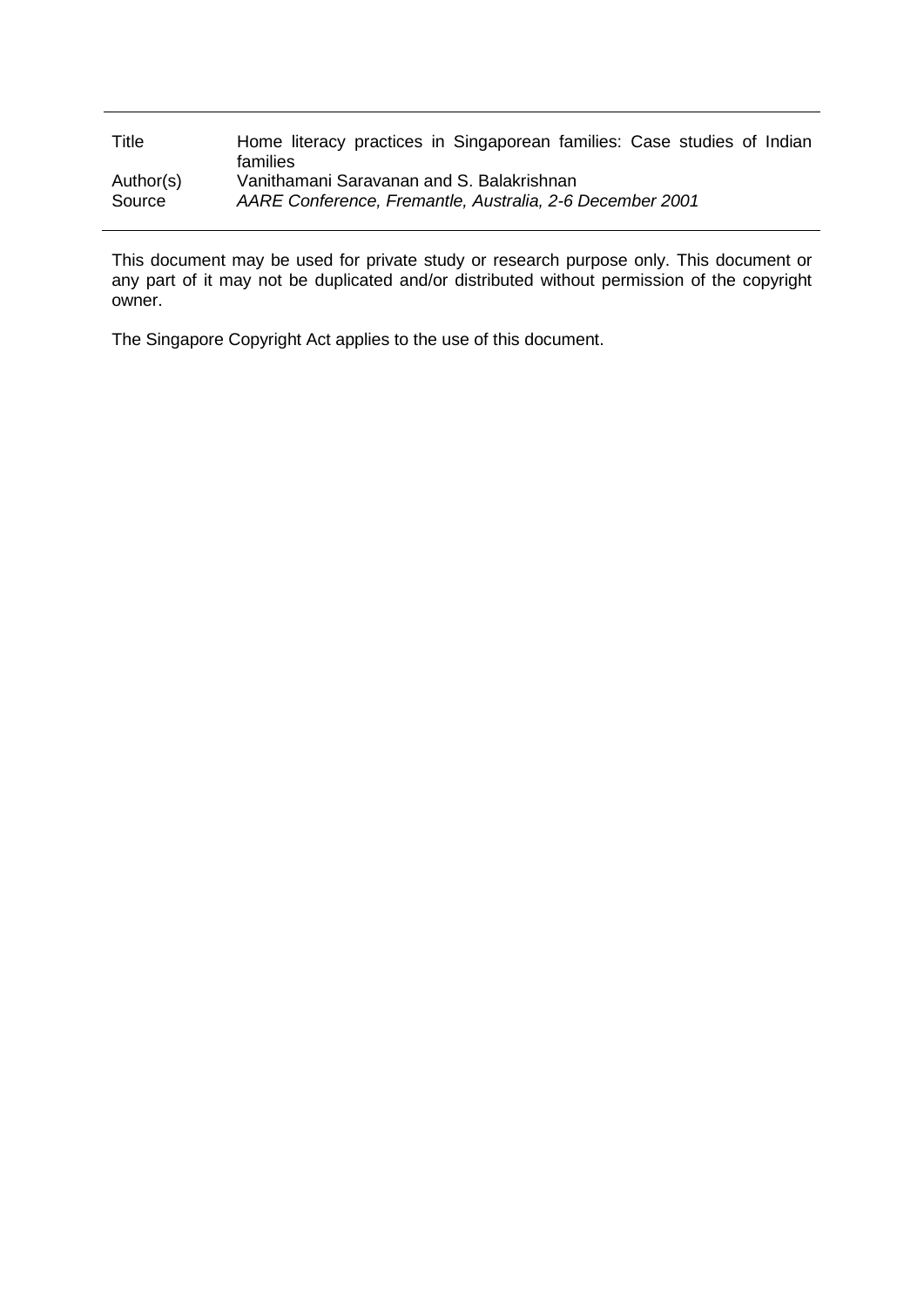| Title | Home literacy practices in Singaporean families: Case studies of Indian families |
|---|---|
| Author(s) | Vanithamani Saravanan and S. Balakrishnan |
| Source | *AARE Conference, Fremantle, Australia, 2-6 December 2001* |

This document may be used for private study or research purpose only. This document or any part of it may not be duplicated and/or distributed without permission of the copyright owner.

The Singapore Copyright Act applies to the use of this document.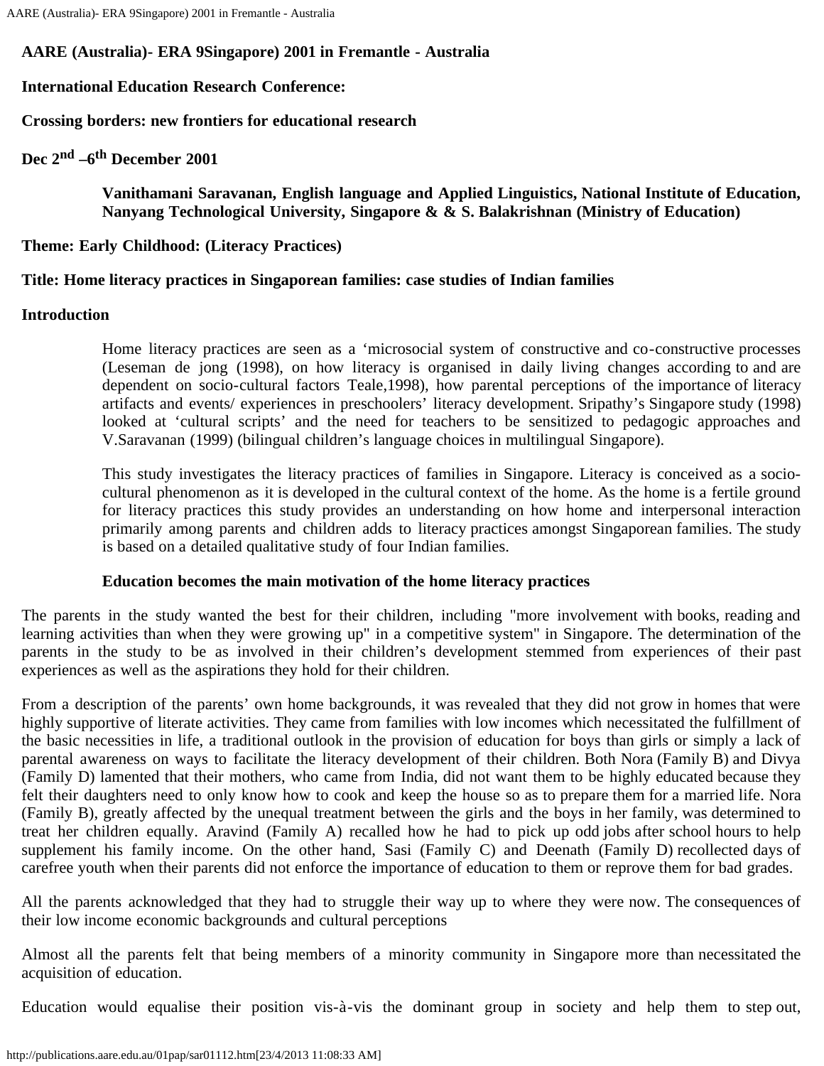**AARE (Australia)- ERA 9Singapore) 2001 in Fremantle - Australia**

**International Education Research Conference:**

**Crossing borders: new frontiers for educational research**

**Dec 2nd –6th December 2001**

**Vanithamani Saravanan, English language and Applied Linguistics, National Institute of Education, Nanyang Technological University, Singapore & & S. Balakrishnan (Ministry of Education)**

**Theme: Early Childhood: (Literacy Practices)**

**Title: Home literacy practices in Singaporean families: case studies of Indian families**

**Introduction**

Home literacy practices are seen as a 'microsocial system of constructive and co-constructive processes (Leseman de jong (1998), on how literacy is organised in daily living changes according to and are dependent on socio-cultural factors Teale,1998), how parental perceptions of the importance of literacy artifacts and events/ experiences in preschoolers' literacy development. Sripathy's Singapore study (1998) looked at 'cultural scripts' and the need for teachers to be sensitized to pedagogic approaches and V.Saravanan (1999) (bilingual children's language choices in multilingual Singapore).

This study investigates the literacy practices of families in Singapore. Literacy is conceived as a socio-cultural phenomenon as it is developed in the cultural context of the home. As the home is a fertile ground for literacy practices this study provides an understanding on how home and interpersonal interaction primarily among parents and children adds to literacy practices amongst Singaporean families. The study is based on a detailed qualitative study of four Indian families.

**Education becomes the main motivation of the home literacy practices**

The parents in the study wanted the best for their children, including "more involvement with books, reading and learning activities than when they were growing up" in a competitive system" in Singapore. The determination of the parents in the study to be as involved in their children's development stemmed from experiences of their past experiences as well as the aspirations they hold for their children.

From a description of the parents' own home backgrounds, it was revealed that they did not grow in homes that were highly supportive of literate activities. They came from families with low incomes which necessitated the fulfillment of the basic necessities in life, a traditional outlook in the provision of education for boys than girls or simply a lack of parental awareness on ways to facilitate the literacy development of their children. Both Nora (Family B) and Divya (Family D) lamented that their mothers, who came from India, did not want them to be highly educated because they felt their daughters need to only know how to cook and keep the house so as to prepare them for a married life. Nora (Family B), greatly affected by the unequal treatment between the girls and the boys in her family, was determined to treat her children equally. Aravind (Family A) recalled how he had to pick up odd jobs after school hours to help supplement his family income. On the other hand, Sasi (Family C) and Deenath (Family D) recollected days of carefree youth when their parents did not enforce the importance of education to them or reprove them for bad grades.

All the parents acknowledged that they had to struggle their way up to where they were now. The consequences of their low income economic backgrounds and cultural perceptions

Almost all the parents felt that being members of a minority community in Singapore more than necessitated the acquisition of education.

Education would equalise their position vis-à-vis the dominant group in society and help them to step out,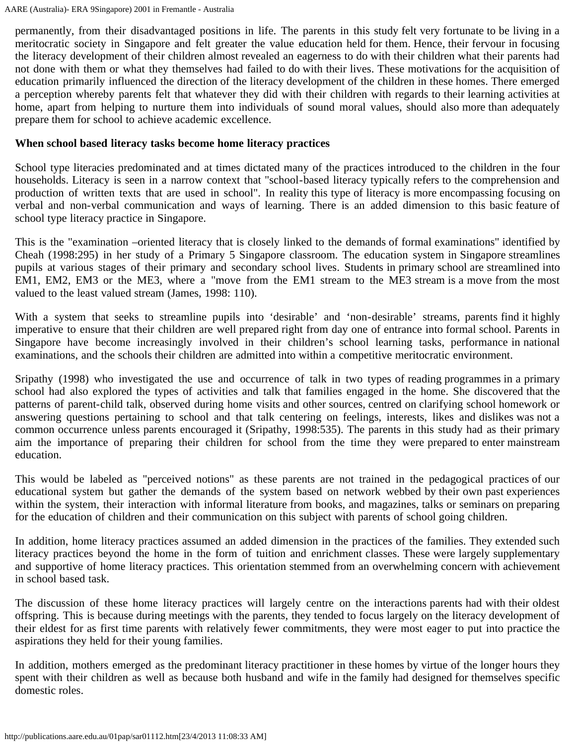permanently, from their disadvantaged positions in life. The parents in this study felt very fortunate to be living in a meritocratic society in Singapore and felt greater the value education held for them. Hence, their fervour in focusing the literacy development of their children almost revealed an eagerness to do with their children what their parents had not done with them or what they themselves had failed to do with their lives. These motivations for the acquisition of education primarily influenced the direction of the literacy development of the children in these homes. There emerged a perception whereby parents felt that whatever they did with their children with regards to their learning activities at home, apart from helping to nurture them into individuals of sound moral values, should also more than adequately prepare them for school to achieve academic excellence.

**When school based literacy tasks become home literacy practices**

School type literacies predominated and at times dictated many of the practices introduced to the children in the four households. Literacy is seen in a narrow context that "school-based literacy typically refers to the comprehension and production of written texts that are used in school". In reality this type of literacy is more encompassing focusing on verbal and non-verbal communication and ways of learning. There is an added dimension to this basic feature of school type literacy practice in Singapore.

This is the "examination –oriented literacy that is closely linked to the demands of formal examinations" identified by Cheah (1998:295) in her study of a Primary 5 Singapore classroom. The education system in Singapore streamlines pupils at various stages of their primary and secondary school lives. Students in primary school are streamlined into EM1, EM2, EM3 or the ME3, where a "move from the EM1 stream to the ME3 stream is a move from the most valued to the least valued stream (James, 1998: 110).

With a system that seeks to streamline pupils into 'desirable' and 'non-desirable' streams, parents find it highly imperative to ensure that their children are well prepared right from day one of entrance into formal school. Parents in Singapore have become increasingly involved in their children's school learning tasks, performance in national examinations, and the schools their children are admitted into within a competitive meritocratic environment.

Sripathy (1998) who investigated the use and occurrence of talk in two types of reading programmes in a primary school had also explored the types of activities and talk that families engaged in the home. She discovered that the patterns of parent-child talk, observed during home visits and other sources, centred on clarifying school homework or answering questions pertaining to school and that talk centering on feelings, interests, likes and dislikes was not a common occurrence unless parents encouraged it (Sripathy, 1998:535). The parents in this study had as their primary aim the importance of preparing their children for school from the time they were prepared to enter mainstream education.

This would be labeled as "perceived notions" as these parents are not trained in the pedagogical practices of our educational system but gather the demands of the system based on network webbed by their own past experiences within the system, their interaction with informal literature from books, and magazines, talks or seminars on preparing for the education of children and their communication on this subject with parents of school going children.

In addition, home literacy practices assumed an added dimension in the practices of the families. They extended such literacy practices beyond the home in the form of tuition and enrichment classes. These were largely supplementary and supportive of home literacy practices. This orientation stemmed from an overwhelming concern with achievement in school based task.

The discussion of these home literacy practices will largely centre on the interactions parents had with their oldest offspring. This is because during meetings with the parents, they tended to focus largely on the literacy development of their eldest for as first time parents with relatively fewer commitments, they were most eager to put into practice the aspirations they held for their young families.

In addition, mothers emerged as the predominant literacy practitioner in these homes by virtue of the longer hours they spent with their children as well as because both husband and wife in the family had designed for themselves specific domestic roles.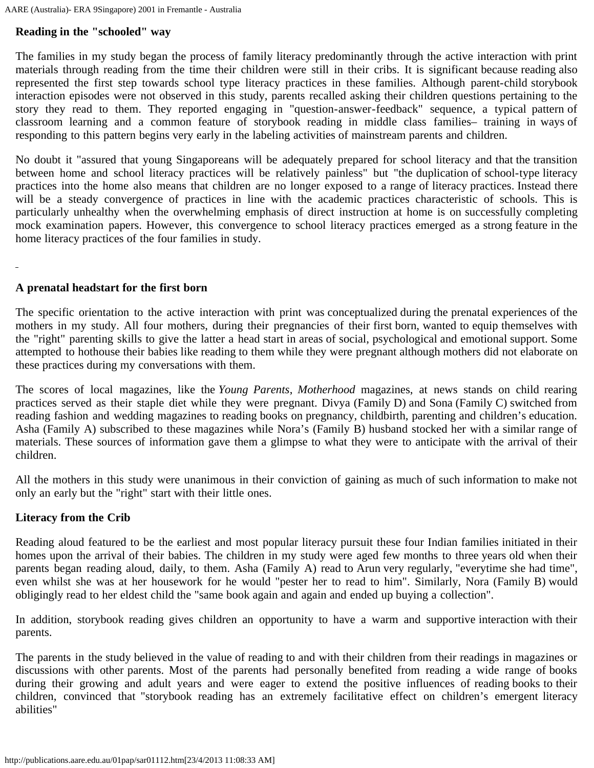**Reading in the "schooled" way**

The families in my study began the process of family literacy predominantly through the active interaction with print materials through reading from the time their children were still in their cribs. It is significant because reading also represented the first step towards school type literacy practices in these families. Although parent-child storybook interaction episodes were not observed in this study, parents recalled asking their children questions pertaining to the story they read to them. They reported engaging in "question-answer-feedback" sequence, a typical pattern of classroom learning and a common feature of storybook reading in middle class families– training in ways of responding to this pattern begins very early in the labeling activities of mainstream parents and children.

No doubt it "assured that young Singaporeans will be adequately prepared for school literacy and that the transition between home and school literacy practices will be relatively painless" but "the duplication of school-type literacy practices into the home also means that children are no longer exposed to a range of literacy practices. Instead there will be a steady convergence of practices in line with the academic practices characteristic of schools. This is particularly unhealthy when the overwhelming emphasis of direct instruction at home is on successfully completing mock examination papers. However, this convergence to school literacy practices emerged as a strong feature in the home literacy practices of the four families in study.

**A prenatal headstart for the first born**

The specific orientation to the active interaction with print was conceptualized during the prenatal experiences of the mothers in my study. All four mothers, during their pregnancies of their first born, wanted to equip themselves with the "right" parenting skills to give the latter a head start in areas of social, psychological and emotional support. Some attempted to hothouse their babies like reading to them while they were pregnant although mothers did not elaborate on these practices during my conversations with them.

The scores of local magazines, like the *Young Parents*, *Motherhood* magazines, at news stands on child rearing practices served as their staple diet while they were pregnant. Divya (Family D) and Sona (Family C) switched from reading fashion and wedding magazines to reading books on pregnancy, childbirth, parenting and children's education. Asha (Family A) subscribed to these magazines while Nora's (Family B) husband stocked her with a similar range of materials. These sources of information gave them a glimpse to what they were to anticipate with the arrival of their children.

All the mothers in this study were unanimous in their conviction of gaining as much of such information to make not only an early but the "right" start with their little ones.

**Literacy from the Crib**

Reading aloud featured to be the earliest and most popular literacy pursuit these four Indian families initiated in their homes upon the arrival of their babies. The children in my study were aged few months to three years old when their parents began reading aloud, daily, to them. Asha (Family A) read to Arun very regularly, "everytime she had time", even whilst she was at her housework for he would "pester her to read to him". Similarly, Nora (Family B) would obligingly read to her eldest child the "same book again and again and ended up buying a collection".

In addition, storybook reading gives children an opportunity to have a warm and supportive interaction with their parents.

The parents in the study believed in the value of reading to and with their children from their readings in magazines or discussions with other parents. Most of the parents had personally benefited from reading a wide range of books during their growing and adult years and were eager to extend the positive influences of reading books to their children, convinced that "storybook reading has an extremely facilitative effect on children's emergent literacy abilities"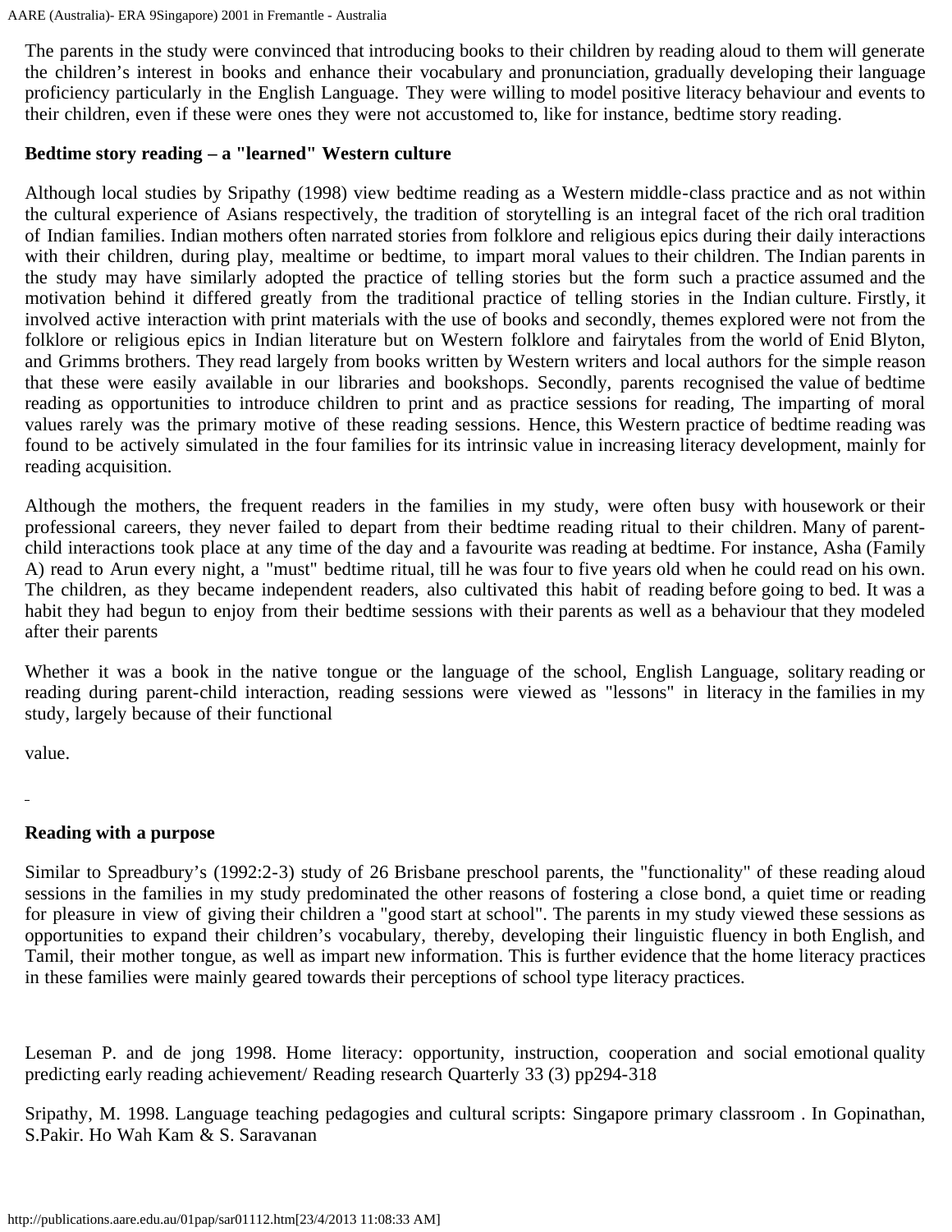The parents in the study were convinced that introducing books to their children by reading aloud to them will generate the children's interest in books and enhance their vocabulary and pronunciation, gradually developing their language proficiency particularly in the English Language. They were willing to model positive literacy behaviour and events to their children, even if these were ones they were not accustomed to, like for instance, bedtime story reading.

**Bedtime story reading – a "learned" Western culture**

Although local studies by Sripathy (1998) view bedtime reading as a Western middle-class practice and as not within the cultural experience of Asians respectively, the tradition of storytelling is an integral facet of the rich oral tradition of Indian families. Indian mothers often narrated stories from folklore and religious epics during their daily interactions with their children, during play, mealtime or bedtime, to impart moral values to their children. The Indian parents in the study may have similarly adopted the practice of telling stories but the form such a practice assumed and the motivation behind it differed greatly from the traditional practice of telling stories in the Indian culture. Firstly, it involved active interaction with print materials with the use of books and secondly, themes explored were not from the folklore or religious epics in Indian literature but on Western folklore and fairytales from the world of Enid Blyton, and Grimms brothers. They read largely from books written by Western writers and local authors for the simple reason that these were easily available in our libraries and bookshops. Secondly, parents recognised the value of bedtime reading as opportunities to introduce children to print and as practice sessions for reading, The imparting of moral values rarely was the primary motive of these reading sessions. Hence, this Western practice of bedtime reading was found to be actively simulated in the four families for its intrinsic value in increasing literacy development, mainly for reading acquisition.

Although the mothers, the frequent readers in the families in my study, were often busy with housework or their professional careers, they never failed to depart from their bedtime reading ritual to their children. Many of parent-child interactions took place at any time of the day and a favourite was reading at bedtime. For instance, Asha (Family A) read to Arun every night, a "must" bedtime ritual, till he was four to five years old when he could read on his own. The children, as they became independent readers, also cultivated this habit of reading before going to bed. It was a habit they had begun to enjoy from their bedtime sessions with their parents as well as a behaviour that they modeled after their parents

Whether it was a book in the native tongue or the language of the school, English Language, solitary reading or reading during parent-child interaction, reading sessions were viewed as "lessons" in literacy in the families in my study, largely because of their functional

value.

**Reading with a purpose**

Similar to Spreadbury's (1992:2-3) study of 26 Brisbane preschool parents, the "functionality" of these reading aloud sessions in the families in my study predominated the other reasons of fostering a close bond, a quiet time or reading for pleasure in view of giving their children a "good start at school". The parents in my study viewed these sessions as opportunities to expand their children's vocabulary, thereby, developing their linguistic fluency in both English, and Tamil, their mother tongue, as well as impart new information. This is further evidence that the home literacy practices in these families were mainly geared towards their perceptions of school type literacy practices.

Leseman P. and de jong 1998. Home literacy: opportunity, instruction, cooperation and social emotional quality predicting early reading achievement/ Reading research Quarterly 33 (3) pp294-318

Sripathy, M. 1998. Language teaching pedagogies and cultural scripts: Singapore primary classroom . In Gopinathan, S.Pakir. Ho Wah Kam & S. Saravanan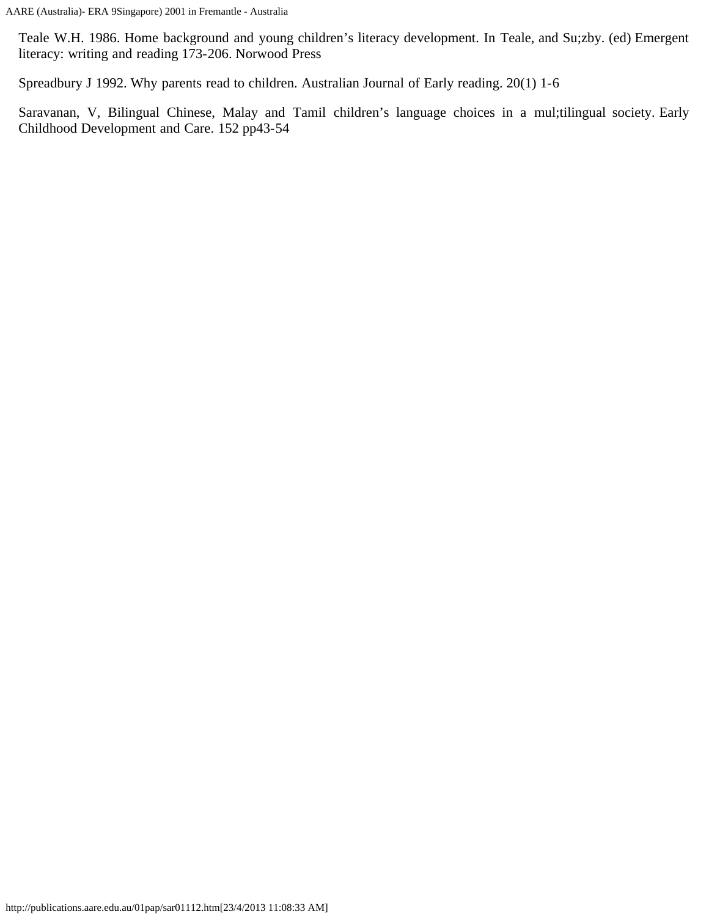Teale W.H. 1986. Home background and young children’s literacy development. In Teale, and Su;zby. (ed) Emergent literacy: writing and reading 173-206. Norwood Press

Spreadbury J 1992. Why parents read to children. Australian Journal of Early reading. 20(1) 1-6

Saravanan, V, Bilingual Chinese, Malay and Tamil children’s language choices in a mul;tilingual society. Early Childhood Development and Care. 152 pp43-54